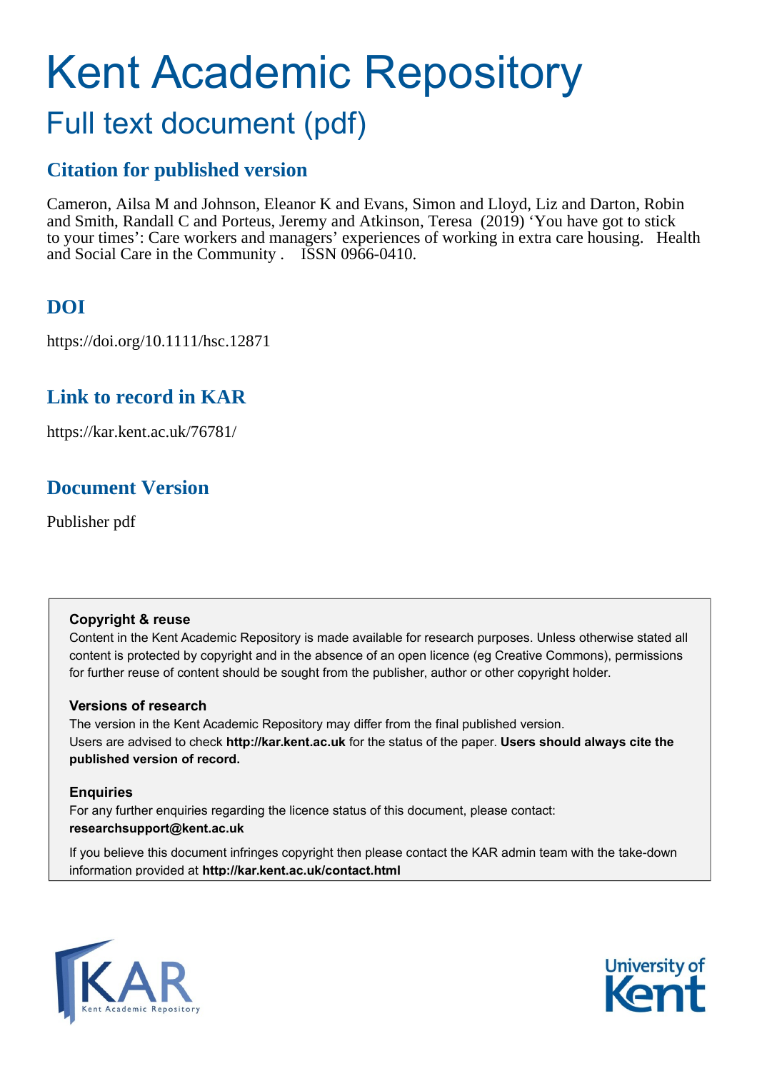# Kent Academic Repository

## Full text document (pdf)

### Citation for published version

Cameron, Ailsa M and Johnson, Eleanor K and Evans, Simon and Lloyd, Liz and Darton, Robin and Smith, Randall C and Porteus, Jeremy and Atkinson, Teresa (2019) 'You have got to stick to your times': Care workers and managers' experiences of working in extra care housing. Health and Social Care in the Community . ISSN 0966-0410.

### DOI

https://doi.org/10.1111/hsc.12871

### Link to record in KAR

https://kar.kent.ac.uk/76781/

### Document Version

Publisher pdf

**Copyright & reuse**

Content in the Kent Academic Repository is made available for research purposes. Unless otherwise stated all content is protected by copyright and in the absence of an open licence (eg Creative Commons), permissions for further reuse of content should be sought from the publisher, author or other copyright holder.

**Versions of research**

The version in the Kent Academic Repository may differ from the final published version.
Users are advised to check **http://kar.kent.ac.uk** for the status of the paper. **Users should always cite the published version of record.**

**Enquiries**

For any further enquiries regarding the licence status of this document, please contact:
**researchsupport@kent.ac.uk**

If you believe this document infringes copyright then please contact the KAR admin team with the take-down information provided at **http://kar.kent.ac.uk/contact.html**

KAR Kent Academic Repository

University of Kent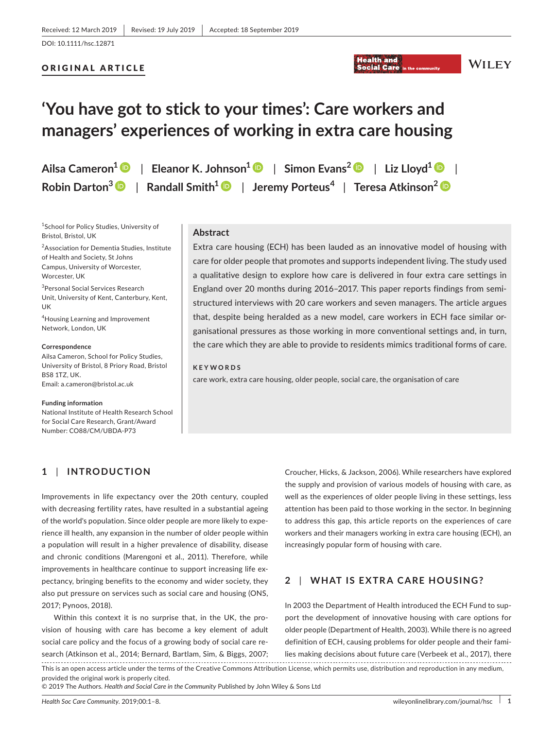Received: 12 March 2019 | Revised: 19 July 2019 | Accepted: 18 September 2019

DOI: 10.1111/hsc.12871

**ORIGINAL ARTICLE**

# 'You have got to stick to your times': Care workers and managers' experiences of working in extra care housing

**Ailsa Cameron[1]** | **Eleanor K. Johnson[1]** | **Simon Evans[2]** | **Liz Lloyd[1]** | **Robin Darton[3]** | **Randall Smith[1]** | **Jeremy Porteus[4]** | **Teresa Atkinson[2]**

[1]School for Policy Studies, University of Bristol, Bristol, UK

[2]Association for Dementia Studies, Institute of Health and Society, St Johns Campus, University of Worcester, Worcester, UK

[3]Personal Social Services Research Unit, University of Kent, Canterbury, Kent, UK

[4]Housing Learning and Improvement Network, London, UK

**Correspondence**
Ailsa Cameron, School for Policy Studies, University of Bristol, 8 Priory Road, Bristol BS8 1TZ, UK.
Email: a.cameron@bristol.ac.uk

**Funding information**
National Institute of Health Research School for Social Care Research, Grant/Award Number: CO88/CM/UBDA-P73

## Abstract

Extra care housing (ECH) has been lauded as an innovative model of housing with care for older people that promotes and supports independent living. The study used a qualitative design to explore how care is delivered in four extra care settings in England over 20 months during 2016–2017. This paper reports findings from semi-structured interviews with 20 care workers and seven managers. The article argues that, despite being heralded as a new model, care workers in ECH face similar organisational pressures as those working in more conventional settings and, in turn, the care which they are able to provide to residents mimics traditional forms of care.

**KEYWORDS**

care work, extra care housing, older people, social care, the organisation of care

## 1 | INTRODUCTION

Improvements in life expectancy over the 20th century, coupled with decreasing fertility rates, have resulted in a substantial ageing of the world's population. Since older people are more likely to experience ill health, any expansion in the number of older people within a population will result in a higher prevalence of disability, disease and chronic conditions (Marengoni et al., 2011). Therefore, while improvements in healthcare continue to support increasing life expectancy, bringing benefits to the economy and wider society, they also put pressure on services such as social care and housing (ONS, 2017; Pynoos, 2018).

Within this context it is no surprise that, in the UK, the provision of housing with care has become a key element of adult social care policy and the focus of a growing body of social care research (Atkinson et al., 2014; Bernard, Bartlam, Sim, & Biggs, 2007; Croucher, Hicks, & Jackson, 2006). While researchers have explored the supply and provision of various models of housing with care, as well as the experiences of older people living in these settings, less attention has been paid to those working in the sector. In beginning to address this gap, this article reports on the experiences of care workers and their managers working in extra care housing (ECH), an increasingly popular form of housing with care.

## 2 | WHAT IS EXTRA CARE HOUSING?

In 2003 the Department of Health introduced the ECH Fund to support the development of innovative housing with care options for older people (Department of Health, 2003). While there is no agreed definition of ECH, causing problems for older people and their families making decisions about future care (Verbeek et al., 2017), there

This is an open access article under the terms of the Creative Commons Attribution License, which permits use, distribution and reproduction in any medium, provided the original work is properly cited.
© 2019 The Authors. *Health and Social Care in the Community* Published by John Wiley & Sons Ltd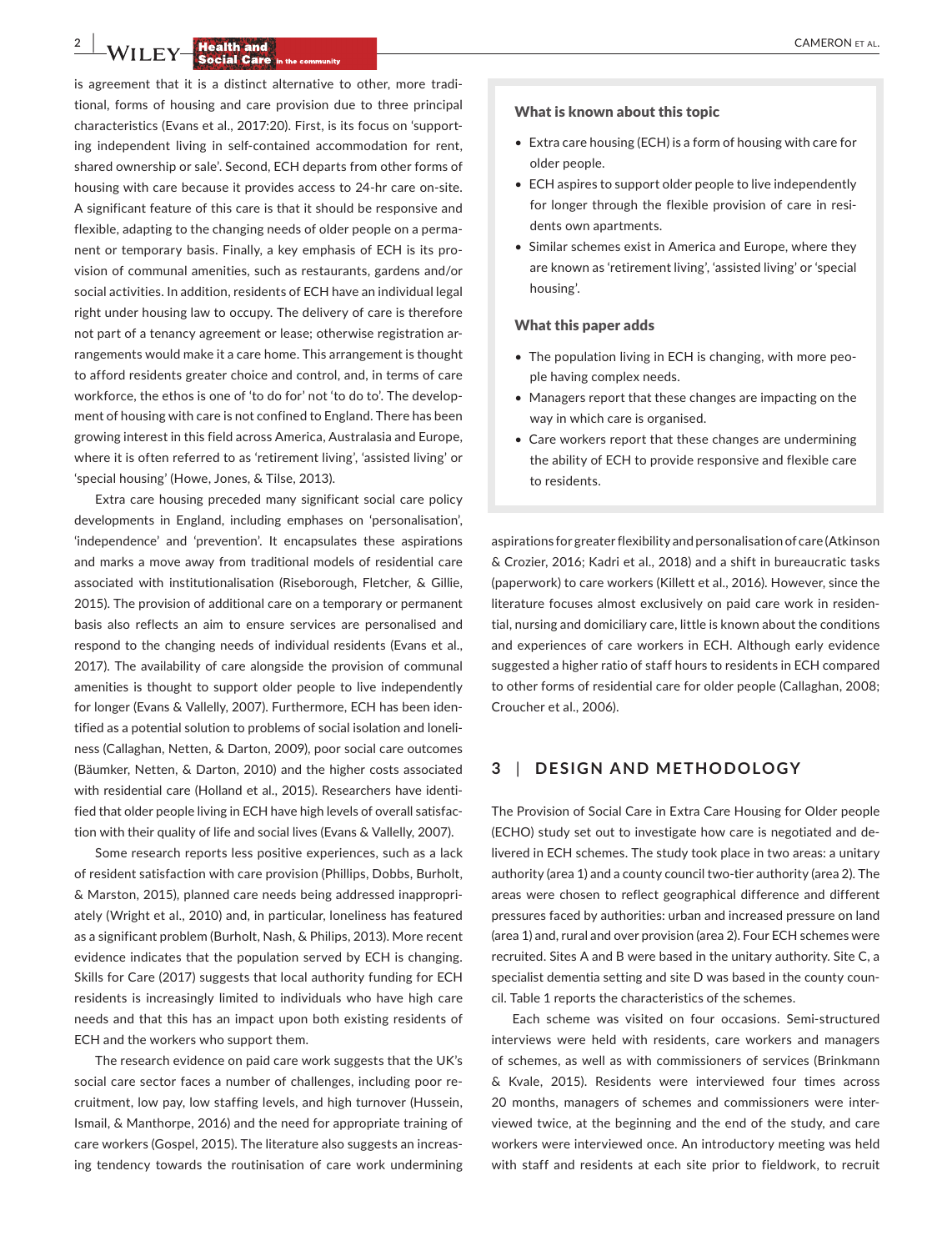is agreement that it is a distinct alternative to other, more traditional, forms of housing and care provision due to three principal characteristics (Evans et al., 2017:20). First, is its focus on 'supporting independent living in self-contained accommodation for rent, shared ownership or sale'. Second, ECH departs from other forms of housing with care because it provides access to 24-hr care on-site. A significant feature of this care is that it should be responsive and flexible, adapting to the changing needs of older people on a permanent or temporary basis. Finally, a key emphasis of ECH is its provision of communal amenities, such as restaurants, gardens and/or social activities. In addition, residents of ECH have an individual legal right under housing law to occupy. The delivery of care is therefore not part of a tenancy agreement or lease; otherwise registration arrangements would make it a care home. This arrangement is thought to afford residents greater choice and control, and, in terms of care workforce, the ethos is one of 'to do for' not 'to do to'. The development of housing with care is not confined to England. There has been growing interest in this field across America, Australasia and Europe, where it is often referred to as 'retirement living', 'assisted living' or 'special housing' (Howe, Jones, & Tilse, 2013).

Extra care housing preceded many significant social care policy developments in England, including emphases on 'personalisation', 'independence' and 'prevention'. It encapsulates these aspirations and marks a move away from traditional models of residential care associated with institutionalisation (Riseborough, Fletcher, & Gillie, 2015). The provision of additional care on a temporary or permanent basis also reflects an aim to ensure services are personalised and respond to the changing needs of individual residents (Evans et al., 2017). The availability of care alongside the provision of communal amenities is thought to support older people to live independently for longer (Evans & Vallelly, 2007). Furthermore, ECH has been identified as a potential solution to problems of social isolation and loneliness (Callaghan, Netten, & Darton, 2009), poor social care outcomes (Bäumker, Netten, & Darton, 2010) and the higher costs associated with residential care (Holland et al., 2015). Researchers have identified that older people living in ECH have high levels of overall satisfaction with their quality of life and social lives (Evans & Vallelly, 2007).

Some research reports less positive experiences, such as a lack of resident satisfaction with care provision (Phillips, Dobbs, Burholt, & Marston, 2015), planned care needs being addressed inappropriately (Wright et al., 2010) and, in particular, loneliness has featured as a significant problem (Burholt, Nash, & Philips, 2013). More recent evidence indicates that the population served by ECH is changing. Skills for Care (2017) suggests that local authority funding for ECH residents is increasingly limited to individuals who have high care needs and that this has an impact upon both existing residents of ECH and the workers who support them.

The research evidence on paid care work suggests that the UK's social care sector faces a number of challenges, including poor recruitment, low pay, low staffing levels, and high turnover (Hussein, Ismail, & Manthorpe, 2016) and the need for appropriate training of care workers (Gospel, 2015). The literature also suggests an increasing tendency towards the routinisation of care work undermining aspirations for greater flexibility and personalisation of care (Atkinson & Crozier, 2016; Kadri et al., 2018) and a shift in bureaucratic tasks (paperwork) to care workers (Killett et al., 2016). However, since the literature focuses almost exclusively on paid care work in residential, nursing and domiciliary care, little is known about the conditions and experiences of care workers in ECH. Although early evidence suggested a higher ratio of staff hours to residents in ECH compared to other forms of residential care for older people (Callaghan, 2008; Croucher et al., 2006).

**What is known about this topic**

- Extra care housing (ECH) is a form of housing with care for older people.
- ECH aspires to support older people to live independently for longer through the flexible provision of care in residents own apartments.
- Similar schemes exist in America and Europe, where they are known as 'retirement living', 'assisted living' or 'special housing'.

**What this paper adds**

- The population living in ECH is changing, with more people having complex needs.
- Managers report that these changes are impacting on the way in which care is organised.
- Care workers report that these changes are undermining the ability of ECH to provide responsive and flexible care to residents.

## 3 | DESIGN AND METHODOLOGY

The Provision of Social Care in Extra Care Housing for Older people (ECHO) study set out to investigate how care is negotiated and delivered in ECH schemes. The study took place in two areas: a unitary authority (area 1) and a county council two-tier authority (area 2). The areas were chosen to reflect geographical difference and different pressures faced by authorities: urban and increased pressure on land (area 1) and, rural and over provision (area 2). Four ECH schemes were recruited. Sites A and B were based in the unitary authority. Site C, a specialist dementia setting and site D was based in the county council. Table 1 reports the characteristics of the schemes.

Each scheme was visited on four occasions. Semi-structured interviews were held with residents, care workers and managers of schemes, as well as with commissioners of services (Brinkmann & Kvale, 2015). Residents were interviewed four times across 20 months, managers of schemes and commissioners were interviewed twice, at the beginning and the end of the study, and care workers were interviewed once. An introductory meeting was held with staff and residents at each site prior to fieldwork, to recruit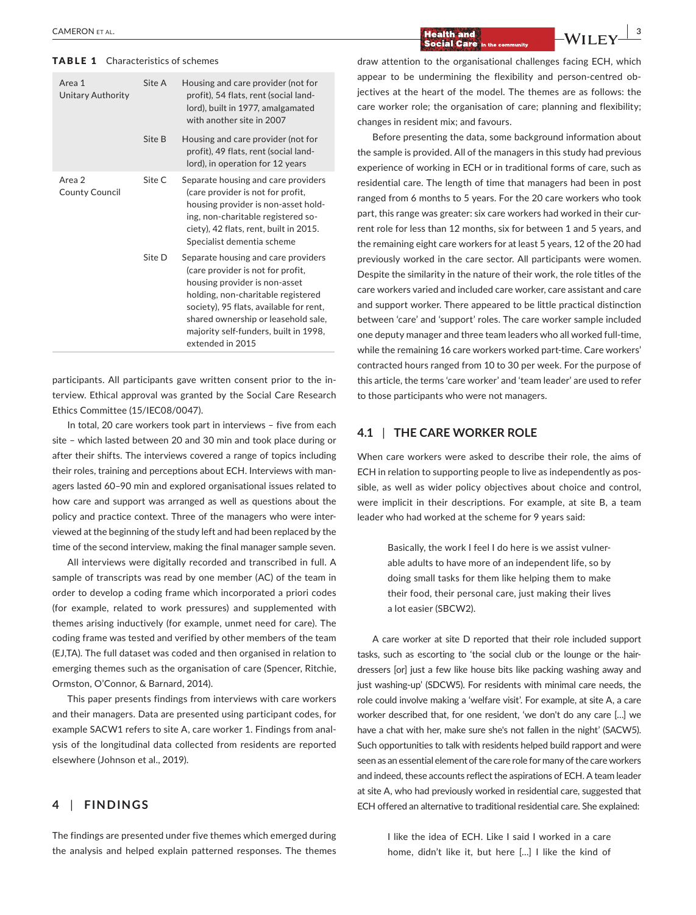**TABLE 1** Characteristics of schemes

| | | |
|---|---|---|
| Area 1 Unitary Authority | Site A | Housing and care provider (not for profit), 54 flats, rent (social landlord), built in 1977, amalgamated with another site in 2007 |
| | Site B | Housing and care provider (not for profit), 49 flats, rent (social landlord), in operation for 12 years |
| Area 2 County Council | Site C | Separate housing and care providers (care provider is not for profit, housing provider is non-asset holding, non-charitable registered society), 42 flats, rent, built in 2015. Specialist dementia scheme |
| | Site D | Separate housing and care providers (care provider is not for profit, housing provider is non-asset holding, non-charitable registered society), 95 flats, available for rent, shared ownership or leasehold sale, majority self-funders, built in 1998, extended in 2015 |

participants. All participants gave written consent prior to the interview. Ethical approval was granted by the Social Care Research Ethics Committee (15/IEC08/0047).

In total, 20 care workers took part in interviews – five from each site – which lasted between 20 and 30 min and took place during or after their shifts. The interviews covered a range of topics including their roles, training and perceptions about ECH. Interviews with managers lasted 60–90 min and explored organisational issues related to how care and support was arranged as well as questions about the policy and practice context. Three of the managers who were interviewed at the beginning of the study left and had been replaced by the time of the second interview, making the final manager sample seven.

All interviews were digitally recorded and transcribed in full. A sample of transcripts was read by one member (AC) of the team in order to develop a coding frame which incorporated a priori codes (for example, related to work pressures) and supplemented with themes arising inductively (for example, unmet need for care). The coding frame was tested and verified by other members of the team (EJ,TA). The full dataset was coded and then organised in relation to emerging themes such as the organisation of care (Spencer, Ritchie, Ormston, O'Connor, & Barnard, 2014).

This paper presents findings from interviews with care workers and their managers. Data are presented using participant codes, for example SACW1 refers to site A, care worker 1. Findings from analysis of the longitudinal data collected from residents are reported elsewhere (Johnson et al., 2019).

## 4 | FINDINGS

The findings are presented under five themes which emerged during the analysis and helped explain patterned responses. The themes draw attention to the organisational challenges facing ECH, which appear to be undermining the flexibility and person-centred objectives at the heart of the model. The themes are as follows: the care worker role; the organisation of care; planning and flexibility; changes in resident mix; and favours.

Before presenting the data, some background information about the sample is provided. All of the managers in this study had previous experience of working in ECH or in traditional forms of care, such as residential care. The length of time that managers had been in post ranged from 6 months to 5 years. For the 20 care workers who took part, this range was greater: six care workers had worked in their current role for less than 12 months, six for between 1 and 5 years, and the remaining eight care workers for at least 5 years, 12 of the 20 had previously worked in the care sector. All participants were women. Despite the similarity in the nature of their work, the role titles of the care workers varied and included care worker, care assistant and care and support worker. There appeared to be little practical distinction between 'care' and 'support' roles. The care worker sample included one deputy manager and three team leaders who all worked full-time, while the remaining 16 care workers worked part-time. Care workers' contracted hours ranged from 10 to 30 per week. For the purpose of this article, the terms 'care worker' and 'team leader' are used to refer to those participants who were not managers.

### 4.1 | THE CARE WORKER ROLE

When care workers were asked to describe their role, the aims of ECH in relation to supporting people to live as independently as possible, as well as wider policy objectives about choice and control, were implicit in their descriptions. For example, at site B, a team leader who had worked at the scheme for 9 years said:

> Basically, the work I feel I do here is we assist vulnerable adults to have more of an independent life, so by doing small tasks for them like helping them to make their food, their personal care, just making their lives a lot easier (SBCW2).

A care worker at site D reported that their role included support tasks, such as escorting to 'the social club or the lounge or the hairdressers [or] just a few like house bits like packing washing away and just washing-up' (SDCW5). For residents with minimal care needs, the role could involve making a 'welfare visit'. For example, at site A, a care worker described that, for one resident, 'we don't do any care […] we have a chat with her, make sure she's not fallen in the night' (SACW5). Such opportunities to talk with residents helped build rapport and were seen as an essential element of the care role for many of the care workers and indeed, these accounts reflect the aspirations of ECH. A team leader at site A, who had previously worked in residential care, suggested that ECH offered an alternative to traditional residential care. She explained:

> I like the idea of ECH. Like I said I worked in a care home, didn't like it, but here […] I like the kind of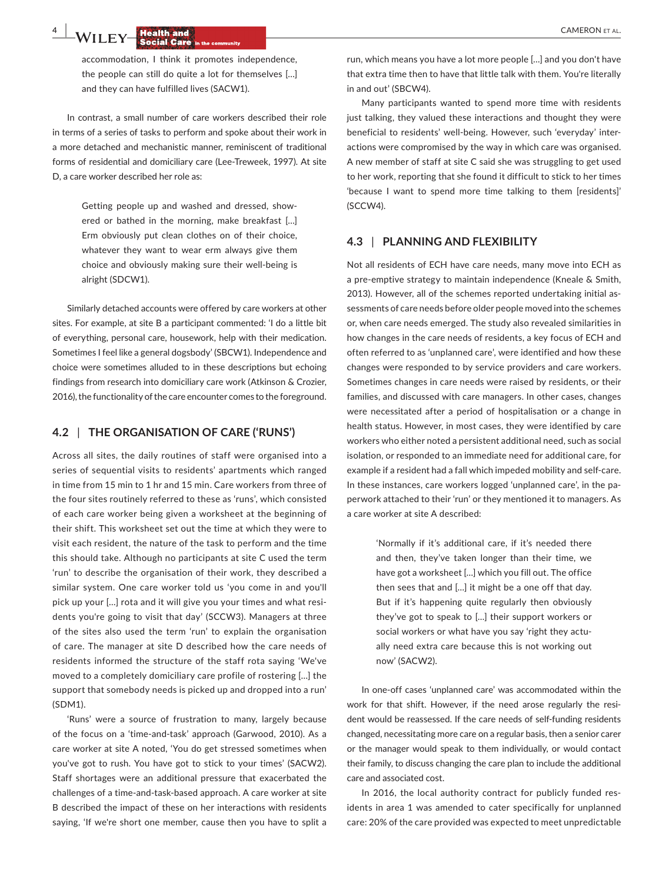> accommodation, I think it promotes independence, the people can still do quite a lot for themselves […] and they can have fulfilled lives (SACW1).

In contrast, a small number of care workers described their role in terms of a series of tasks to perform and spoke about their work in a more detached and mechanistic manner, reminiscent of traditional forms of residential and domiciliary care (Lee-Treweek, 1997). At site D, a care worker described her role as:

> Getting people up and washed and dressed, showered or bathed in the morning, make breakfast […] Erm obviously put clean clothes on of their choice, whatever they want to wear erm always give them choice and obviously making sure their well-being is alright (SDCW1).

Similarly detached accounts were offered by care workers at other sites. For example, at site B a participant commented: 'I do a little bit of everything, personal care, housework, help with their medication. Sometimes I feel like a general dogsbody' (SBCW1). Independence and choice were sometimes alluded to in these descriptions but echoing findings from research into domiciliary care work (Atkinson & Crozier, 2016), the functionality of the care encounter comes to the foreground.

## 4.2 | THE ORGANISATION OF CARE ('RUNS')

Across all sites, the daily routines of staff were organised into a series of sequential visits to residents' apartments which ranged in time from 15 min to 1 hr and 15 min. Care workers from three of the four sites routinely referred to these as 'runs', which consisted of each care worker being given a worksheet at the beginning of their shift. This worksheet set out the time at which they were to visit each resident, the nature of the task to perform and the time this should take. Although no participants at site C used the term 'run' to describe the organisation of their work, they described a similar system. One care worker told us 'you come in and you'll pick up your […] rota and it will give you your times and what residents you're going to visit that day' (SCCW3). Managers at three of the sites also used the term 'run' to explain the organisation of care. The manager at site D described how the care needs of residents informed the structure of the staff rota saying 'We've moved to a completely domiciliary care profile of rostering […] the support that somebody needs is picked up and dropped into a run' (SDM1).

'Runs' were a source of frustration to many, largely because of the focus on a 'time-and-task' approach (Garwood, 2010). As a care worker at site A noted, 'You do get stressed sometimes when you've got to rush. You have got to stick to your times' (SACW2). Staff shortages were an additional pressure that exacerbated the challenges of a time-and-task-based approach. A care worker at site B described the impact of these on her interactions with residents saying, 'If we're short one member, cause then you have to split a run, which means you have a lot more people […] and you don't have that extra time then to have that little talk with them. You're literally in and out' (SBCW4).

Many participants wanted to spend more time with residents just talking, they valued these interactions and thought they were beneficial to residents' well-being. However, such 'everyday' interactions were compromised by the way in which care was organised. A new member of staff at site C said she was struggling to get used to her work, reporting that she found it difficult to stick to her times 'because I want to spend more time talking to them [residents]' (SCCW4).

## 4.3 | PLANNING AND FLEXIBILITY

Not all residents of ECH have care needs, many move into ECH as a pre-emptive strategy to maintain independence (Kneale & Smith, 2013). However, all of the schemes reported undertaking initial assessments of care needs before older people moved into the schemes or, when care needs emerged. The study also revealed similarities in how changes in the care needs of residents, a key focus of ECH and often referred to as 'unplanned care', were identified and how these changes were responded to by service providers and care workers. Sometimes changes in care needs were raised by residents, or their families, and discussed with care managers. In other cases, changes were necessitated after a period of hospitalisation or a change in health status. However, in most cases, they were identified by care workers who either noted a persistent additional need, such as social isolation, or responded to an immediate need for additional care, for example if a resident had a fall which impeded mobility and self-care. In these instances, care workers logged 'unplanned care', in the paperwork attached to their 'run' or they mentioned it to managers. As a care worker at site A described:

> 'Normally if it's additional care, if it's needed there and then, they've taken longer than their time, we have got a worksheet […] which you fill out. The office then sees that and […] it might be a one off that day. But if it's happening quite regularly then obviously they've got to speak to […] their support workers or social workers or what have you say 'right they actually need extra care because this is not working out now' (SACW2).

In one-off cases 'unplanned care' was accommodated within the work for that shift. However, if the need arose regularly the resident would be reassessed. If the care needs of self-funding residents changed, necessitating more care on a regular basis, then a senior carer or the manager would speak to them individually, or would contact their family, to discuss changing the care plan to include the additional care and associated cost.

In 2016, the local authority contract for publicly funded residents in area 1 was amended to cater specifically for unplanned care: 20% of the care provided was expected to meet unpredictable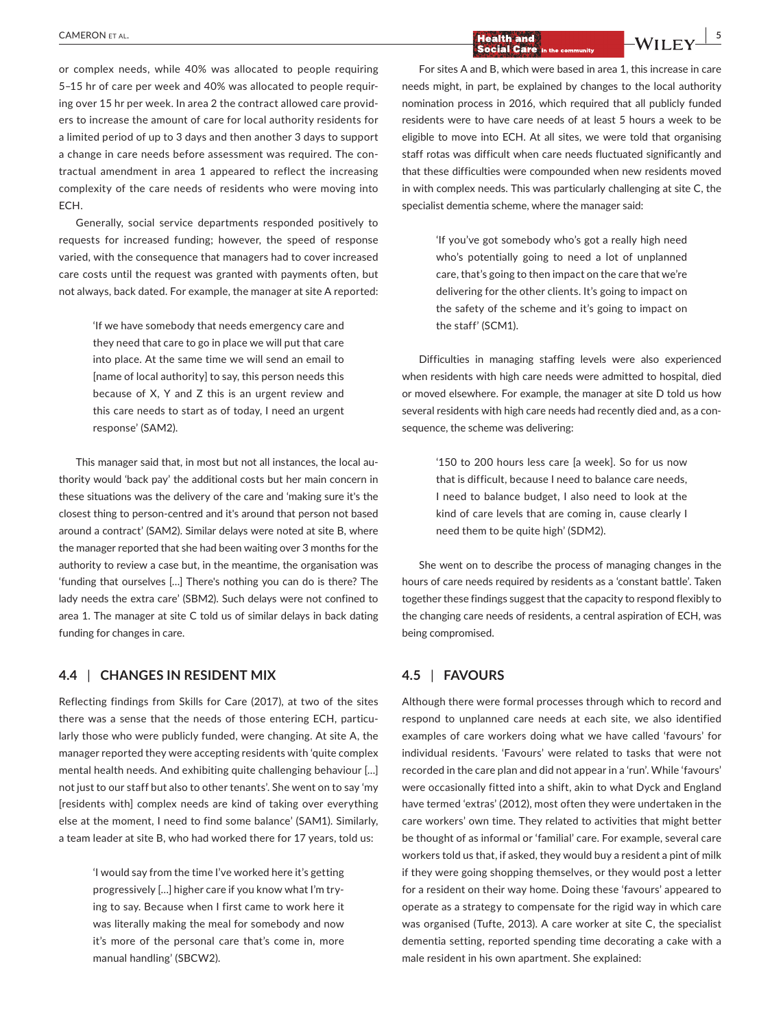or complex needs, while 40% was allocated to people requiring 5–15 hr of care per week and 40% was allocated to people requiring over 15 hr per week. In area 2 the contract allowed care providers to increase the amount of care for local authority residents for a limited period of up to 3 days and then another 3 days to support a change in care needs before assessment was required. The contractual amendment in area 1 appeared to reflect the increasing complexity of the care needs of residents who were moving into ECH.

Generally, social service departments responded positively to requests for increased funding; however, the speed of response varied, with the consequence that managers had to cover increased care costs until the request was granted with payments often, but not always, back dated. For example, the manager at site A reported:

> 'If we have somebody that needs emergency care and they need that care to go in place we will put that care into place. At the same time we will send an email to [name of local authority] to say, this person needs this because of X, Y and Z this is an urgent review and this care needs to start as of today, I need an urgent response' (SAM2).

This manager said that, in most but not all instances, the local authority would 'back pay' the additional costs but her main concern in these situations was the delivery of the care and 'making sure it's the closest thing to person-centred and it's around that person not based around a contract' (SAM2). Similar delays were noted at site B, where the manager reported that she had been waiting over 3 months for the authority to review a case but, in the meantime, the organisation was 'funding that ourselves [...] There's nothing you can do is there? The lady needs the extra care' (SBM2). Such delays were not confined to area 1. The manager at site C told us of similar delays in back dating funding for changes in care.

## 4.4 | CHANGES IN RESIDENT MIX

Reflecting findings from Skills for Care (2017), at two of the sites there was a sense that the needs of those entering ECH, particularly those who were publicly funded, were changing. At site A, the manager reported they were accepting residents with 'quite complex mental health needs. And exhibiting quite challenging behaviour [...] not just to our staff but also to other tenants'. She went on to say 'my [residents with] complex needs are kind of taking over everything else at the moment, I need to find some balance' (SAM1). Similarly, a team leader at site B, who had worked there for 17 years, told us:

> 'I would say from the time I've worked here it's getting progressively [...] higher care if you know what I'm trying to say. Because when I first came to work here it was literally making the meal for somebody and now it's more of the personal care that's come in, more manual handling' (SBCW2).

For sites A and B, which were based in area 1, this increase in care needs might, in part, be explained by changes to the local authority nomination process in 2016, which required that all publicly funded residents were to have care needs of at least 5 hours a week to be eligible to move into ECH. At all sites, we were told that organising staff rotas was difficult when care needs fluctuated significantly and that these difficulties were compounded when new residents moved in with complex needs. This was particularly challenging at site C, the specialist dementia scheme, where the manager said:

> 'If you've got somebody who's got a really high need who's potentially going to need a lot of unplanned care, that's going to then impact on the care that we're delivering for the other clients. It's going to impact on the safety of the scheme and it's going to impact on the staff' (SCM1).

Difficulties in managing staffing levels were also experienced when residents with high care needs were admitted to hospital, died or moved elsewhere. For example, the manager at site D told us how several residents with high care needs had recently died and, as a consequence, the scheme was delivering:

> '150 to 200 hours less care [a week]. So for us now that is difficult, because I need to balance care needs, I need to balance budget, I also need to look at the kind of care levels that are coming in, cause clearly I need them to be quite high' (SDM2).

She went on to describe the process of managing changes in the hours of care needs required by residents as a 'constant battle'. Taken together these findings suggest that the capacity to respond flexibly to the changing care needs of residents, a central aspiration of ECH, was being compromised.

## 4.5 | FAVOURS

Although there were formal processes through which to record and respond to unplanned care needs at each site, we also identified examples of care workers doing what we have called 'favours' for individual residents. 'Favours' were related to tasks that were not recorded in the care plan and did not appear in a 'run'. While 'favours' were occasionally fitted into a shift, akin to what Dyck and England have termed 'extras' (2012), most often they were undertaken in the care workers' own time. They related to activities that might better be thought of as informal or 'familial' care. For example, several care workers told us that, if asked, they would buy a resident a pint of milk if they were going shopping themselves, or they would post a letter for a resident on their way home. Doing these 'favours' appeared to operate as a strategy to compensate for the rigid way in which care was organised (Tufte, 2013). A care worker at site C, the specialist dementia setting, reported spending time decorating a cake with a male resident in his own apartment. She explained: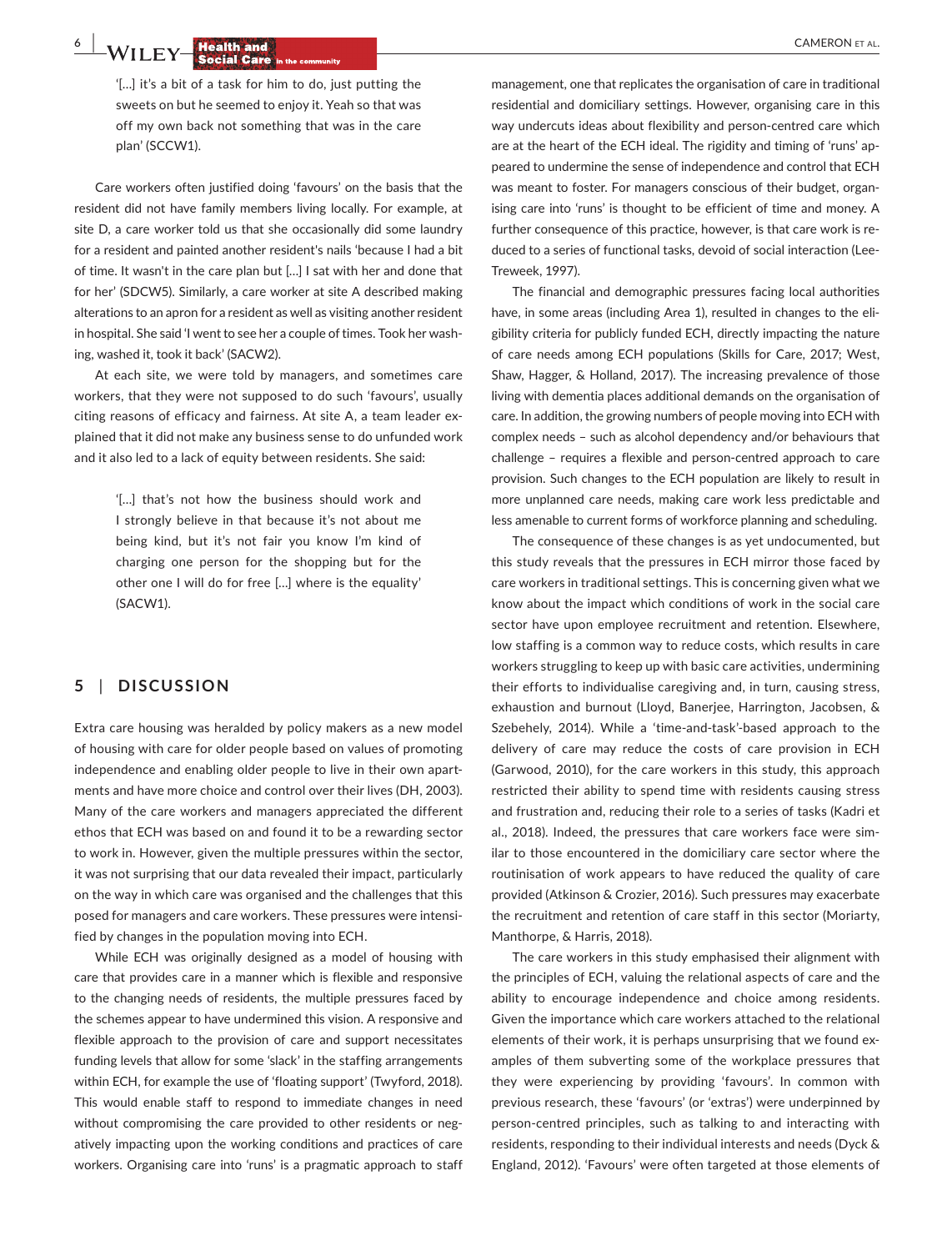> '[…] it's a bit of a task for him to do, just putting the sweets on but he seemed to enjoy it. Yeah so that was off my own back not something that was in the care plan' (SCCW1).

Care workers often justified doing 'favours' on the basis that the resident did not have family members living locally. For example, at site D, a care worker told us that she occasionally did some laundry for a resident and painted another resident's nails 'because I had a bit of time. It wasn't in the care plan but […] I sat with her and done that for her' (SDCW5). Similarly, a care worker at site A described making alterations to an apron for a resident as well as visiting another resident in hospital. She said 'I went to see her a couple of times. Took her washing, washed it, took it back' (SACW2).

At each site, we were told by managers, and sometimes care workers, that they were not supposed to do such 'favours', usually citing reasons of efficacy and fairness. At site A, a team leader explained that it did not make any business sense to do unfunded work and it also led to a lack of equity between residents. She said:

> '[…] that's not how the business should work and I strongly believe in that because it's not about me being kind, but it's not fair you know I'm kind of charging one person for the shopping but for the other one I will do for free […] where is the equality' (SACW1).

## 5 | DISCUSSION

Extra care housing was heralded by policy makers as a new model of housing with care for older people based on values of promoting independence and enabling older people to live in their own apartments and have more choice and control over their lives (DH, 2003). Many of the care workers and managers appreciated the different ethos that ECH was based on and found it to be a rewarding sector to work in. However, given the multiple pressures within the sector, it was not surprising that our data revealed their impact, particularly on the way in which care was organised and the challenges that this posed for managers and care workers. These pressures were intensified by changes in the population moving into ECH.

While ECH was originally designed as a model of housing with care that provides care in a manner which is flexible and responsive to the changing needs of residents, the multiple pressures faced by the schemes appear to have undermined this vision. A responsive and flexible approach to the provision of care and support necessitates funding levels that allow for some 'slack' in the staffing arrangements within ECH, for example the use of 'floating support' (Twyford, 2018). This would enable staff to respond to immediate changes in need without compromising the care provided to other residents or negatively impacting upon the working conditions and practices of care workers. Organising care into 'runs' is a pragmatic approach to staff management, one that replicates the organisation of care in traditional residential and domiciliary settings. However, organising care in this way undercuts ideas about flexibility and person-centred care which are at the heart of the ECH ideal. The rigidity and timing of 'runs' appeared to undermine the sense of independence and control that ECH was meant to foster. For managers conscious of their budget, organising care into 'runs' is thought to be efficient of time and money. A further consequence of this practice, however, is that care work is reduced to a series of functional tasks, devoid of social interaction (Lee-Treweek, 1997).

The financial and demographic pressures facing local authorities have, in some areas (including Area 1), resulted in changes to the eligibility criteria for publicly funded ECH, directly impacting the nature of care needs among ECH populations (Skills for Care, 2017; West, Shaw, Hagger, & Holland, 2017). The increasing prevalence of those living with dementia places additional demands on the organisation of care. In addition, the growing numbers of people moving into ECH with complex needs – such as alcohol dependency and/or behaviours that challenge – requires a flexible and person-centred approach to care provision. Such changes to the ECH population are likely to result in more unplanned care needs, making care work less predictable and less amenable to current forms of workforce planning and scheduling.

The consequence of these changes is as yet undocumented, but this study reveals that the pressures in ECH mirror those faced by care workers in traditional settings. This is concerning given what we know about the impact which conditions of work in the social care sector have upon employee recruitment and retention. Elsewhere, low staffing is a common way to reduce costs, which results in care workers struggling to keep up with basic care activities, undermining their efforts to individualise caregiving and, in turn, causing stress, exhaustion and burnout (Lloyd, Banerjee, Harrington, Jacobsen, & Szebehely, 2014). While a 'time-and-task'-based approach to the delivery of care may reduce the costs of care provision in ECH (Garwood, 2010), for the care workers in this study, this approach restricted their ability to spend time with residents causing stress and frustration and, reducing their role to a series of tasks (Kadri et al., 2018). Indeed, the pressures that care workers face were similar to those encountered in the domiciliary care sector where the routinisation of work appears to have reduced the quality of care provided (Atkinson & Crozier, 2016). Such pressures may exacerbate the recruitment and retention of care staff in this sector (Moriarty, Manthorpe, & Harris, 2018).

The care workers in this study emphasised their alignment with the principles of ECH, valuing the relational aspects of care and the ability to encourage independence and choice among residents. Given the importance which care workers attached to the relational elements of their work, it is perhaps unsurprising that we found examples of them subverting some of the workplace pressures that they were experiencing by providing 'favours'. In common with previous research, these 'favours' (or 'extras') were underpinned by person-centred principles, such as talking to and interacting with residents, responding to their individual interests and needs (Dyck & England, 2012). 'Favours' were often targeted at those elements of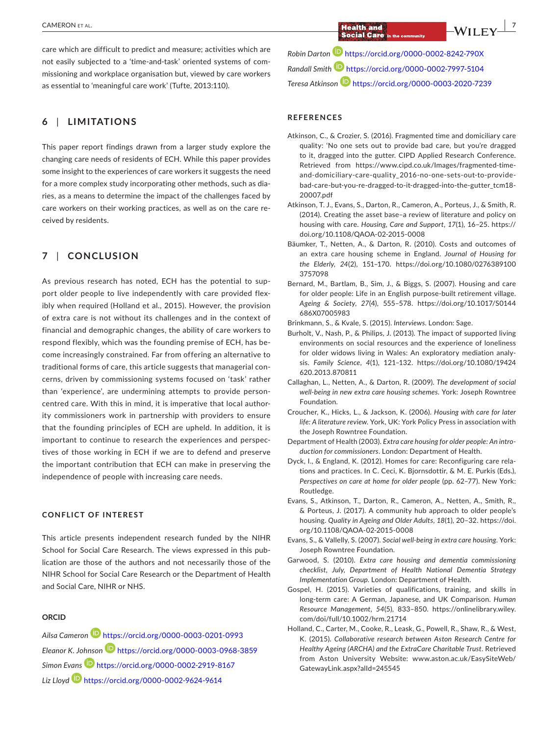care which are difficult to predict and measure; activities which are not easily subjected to a 'time-and-task' oriented systems of commissioning and workplace organisation but, viewed by care workers as essential to 'meaningful care work' (Tufte, 2013:110).

## 6 | LIMITATIONS

This paper report findings drawn from a larger study explore the changing care needs of residents of ECH. While this paper provides some insight to the experiences of care workers it suggests the need for a more complex study incorporating other methods, such as diaries, as a means to determine the impact of the challenges faced by care workers on their working practices, as well as on the care received by residents.

## 7 | CONCLUSION

As previous research has noted, ECH has the potential to support older people to live independently with care provided flexibly when required (Holland et al., 2015). However, the provision of extra care is not without its challenges and in the context of financial and demographic changes, the ability of care workers to respond flexibly, which was the founding premise of ECH, has become increasingly constrained. Far from offering an alternative to traditional forms of care, this article suggests that managerial concerns, driven by commissioning systems focused on 'task' rather than 'experience', are undermining attempts to provide person-centred care. With this in mind, it is imperative that local authority commissioners work in partnership with providers to ensure that the founding principles of ECH are upheld. In addition, it is important to continue to research the experiences and perspectives of those working in ECH if we are to defend and preserve the important contribution that ECH can make in preserving the independence of people with increasing care needs.

### CONFLICT OF INTEREST

This article presents independent research funded by the NIHR School for Social Care Research. The views expressed in this publication are those of the authors and not necessarily those of the NIHR School for Social Care Research or the Department of Health and Social Care, NIHR or NHS.

### ORCID

*Ailsa Cameron* https://orcid.org/0000-0003-0201-0993
*Eleanor K. Johnson* https://orcid.org/0000-0003-0968-3859
*Simon Evans* https://orcid.org/0000-0002-2919-8167
*Liz Lloyd* https://orcid.org/0000-0002-9624-9614
*Robin Darton* https://orcid.org/0000-0002-8242-790X
*Randall Smith* https://orcid.org/0000-0002-7997-5104
*Teresa Atkinson* https://orcid.org/0000-0003-2020-7239

### REFERENCES

Atkinson, C., & Crozier, S. (2016). Fragmented time and domiciliary care quality: 'No one sets out to provide bad care, but you're dragged to it, dragged into the gutter. CIPD Applied Research Conference. Retrieved from https://www.cipd.co.uk/Images/fragmented-time-and-domiciliary-care-quality_2016-no-one-sets-out-to-provide-bad-care-but-you-re-dragged-to-it-dragged-into-the-gutter_tcm18-20007.pdf

Atkinson, T. J., Evans, S., Darton, R., Cameron, A., Porteus, J., & Smith, R. (2014). Creating the asset base–a review of literature and policy on housing with care. *Housing, Care and Support*, *17*(1), 16–25. https://doi.org/10.1108/QAOA-02-2015-0008

Bäumker, T., Netten, A., & Darton, R. (2010). Costs and outcomes of an extra care housing scheme in England. *Journal of Housing for the Elderly*, *24*(2), 151–170. https://doi.org/10.1080/02763891003757098

Bernard, M., Bartlam, B., Sim, J., & Biggs, S. (2007). Housing and care for older people: Life in an English purpose-built retirement village. *Ageing & Society*, *27*(4), 555–578. https://doi.org/10.1017/S0144686X07005983

Brinkmann, S., & Kvale, S. (2015). *Interviews*. London: Sage.

Burholt, V., Nash, P., & Philips, J. (2013). The impact of supported living environments on social resources and the experience of loneliness for older widows living in Wales: An exploratory mediation analysis. *Family Science*, *4*(1), 121–132. https://doi.org/10.1080/19424620.2013.870811

Callaghan, L., Netten, A., & Darton, R. (2009). *The development of social well-being in new extra care housing schemes*. York: Joseph Rowntree Foundation.

Croucher, K., Hicks, L., & Jackson, K. (2006). *Housing with care for later life: A literature review*. York, UK: York Policy Press in association with the Joseph Rowntree Foundation.

Department of Health (2003). *Extra care housing for older people: An introduction for commissioners*. London: Department of Health.

Dyck, I., & England, K. (2012). Homes for care: Reconfiguring care relations and practices. In C. Ceci, K. Bjornsdottir, & M. E. Purkis (Eds.), *Perspectives on care at home for older people* (pp. 62–77). New York: Routledge.

Evans, S., Atkinson, T., Darton, R., Cameron, A., Netten, A., Smith, R., & Porteus, J. (2017). A community hub approach to older people's housing. *Quality in Ageing and Older Adults*, *18*(1), 20–32. https://doi.org/10.1108/QAOA-02-2015-0008

Evans, S., & Vallelly, S. (2007). *Social well-being in extra care housing*. York: Joseph Rowntree Foundation.

Garwood, S. (2010). *Extra care housing and dementia commissioning checklist, July, Department of Health National Dementia Strategy Implementation Group*. London: Department of Health.

Gospel, H. (2015). Varieties of qualifications, training, and skills in long-term care: A German, Japanese, and UK Comparison. *Human Resource Management*, *54*(5), 833–850. https://onlinelibrary.wiley.com/doi/full/10.1002/hrm.21714

Holland, C., Carter, M., Cooke, R., Leask, G., Powell, R., Shaw, R., & West, K. (2015). *Collaborative research between Aston Research Centre for Healthy Ageing (ARCHA) and the ExtraCare Charitable Trust*. Retrieved from Aston University Website: www.aston.ac.uk/EasySiteWeb/GatewayLink.aspx?alId=245545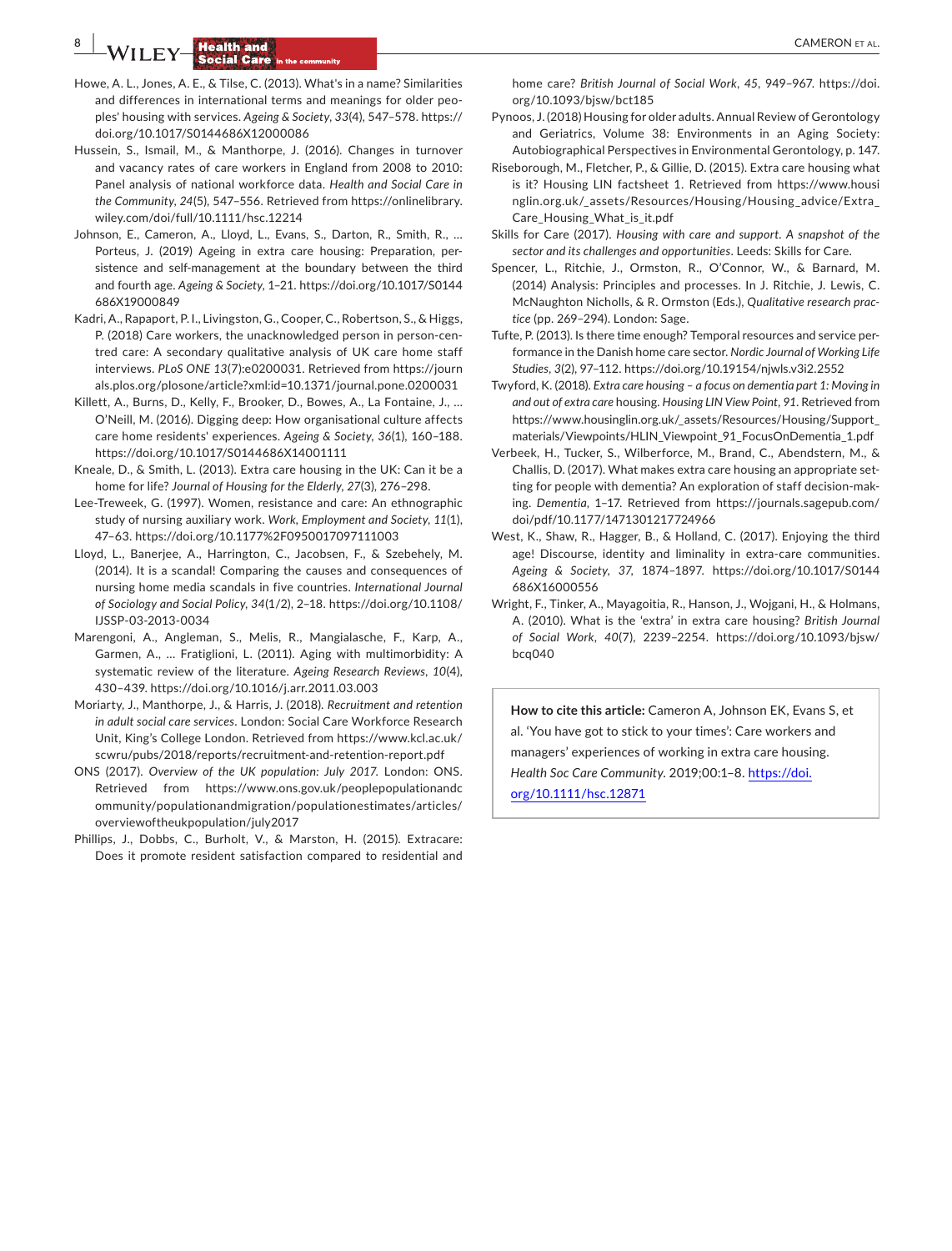Howe, A. L., Jones, A. E., & Tilse, C. (2013). What's in a name? Similarities and differences in international terms and meanings for older peoples' housing with services. *Ageing & Society*, *33*(4), 547–578. https://doi.org/10.1017/S0144686X12000086

Hussein, S., Ismail, M., & Manthorpe, J. (2016). Changes in turnover and vacancy rates of care workers in England from 2008 to 2010: Panel analysis of national workforce data. *Health and Social Care in the Community*, *24*(5), 547–556. Retrieved from https://onlinelibrary.wiley.com/doi/full/10.1111/hsc.12214

Johnson, E., Cameron, A., Lloyd, L., Evans, S., Darton, R., Smith, R., … Porteus, J. (2019) Ageing in extra care housing: Preparation, persistence and self-management at the boundary between the third and fourth age. *Ageing & Society*, 1–21. https://doi.org/10.1017/S0144686X19000849

Kadri, A., Rapaport, P. I., Livingston, G., Cooper, C., Robertson, S., & Higgs, P. (2018) Care workers, the unacknowledged person in person-centred care: A secondary qualitative analysis of UK care home staff interviews. *PLoS ONE 13*(7):e0200031. Retrieved from https://journals.plos.org/plosone/article?xml:id=10.1371/journal.pone.0200031

Killett, A., Burns, D., Kelly, F., Brooker, D., Bowes, A., La Fontaine, J., … O'Neill, M. (2016). Digging deep: How organisational culture affects care home residents' experiences. *Ageing & Society*, *36*(1), 160–188. https://doi.org/10.1017/S0144686X14001111

Kneale, D., & Smith, L. (2013). Extra care housing in the UK: Can it be a home for life? *Journal of Housing for the Elderly*, *27*(3), 276–298.

Lee-Treweek, G. (1997). Women, resistance and care: An ethnographic study of nursing auxiliary work. *Work, Employment and Society*, *11*(1), 47–63. https://doi.org/10.1177%2F0950017097111003

Lloyd, L., Banerjee, A., Harrington, C., Jacobsen, F., & Szebehely, M. (2014). It is a scandal! Comparing the causes and consequences of nursing home media scandals in five countries. *International Journal of Sociology and Social Policy*, *34*(1/2), 2–18. https://doi.org/10.1108/IJSSP-03-2013-0034

Marengoni, A., Angleman, S., Melis, R., Mangialasche, F., Karp, A., Garmen, A., … Fratiglioni, L. (2011). Aging with multimorbidity: A systematic review of the literature. *Ageing Research Reviews*, *10*(4), 430–439. https://doi.org/10.1016/j.arr.2011.03.003

Moriarty, J., Manthorpe, J., & Harris, J. (2018). *Recruitment and retention in adult social care services*. London: Social Care Workforce Research Unit, King's College London. Retrieved from https://www.kcl.ac.uk/scwru/pubs/2018/reports/recruitment-and-retention-report.pdf

ONS (2017). *Overview of the UK population: July 2017.* London: ONS. Retrieved from https://www.ons.gov.uk/peoplepopulationandcommunity/populationandmigration/populationestimates/articles/overviewoftheukpopulation/july2017

Phillips, J., Dobbs, C., Burholt, V., & Marston, H. (2015). Extracare: Does it promote resident satisfaction compared to residential and home care? *British Journal of Social Work*, *45*, 949–967. https://doi.org/10.1093/bjsw/bct185

Pynoos, J. (2018) Housing for older adults. Annual Review of Gerontology and Geriatrics, Volume 38: Environments in an Aging Society: Autobiographical Perspectives in Environmental Gerontology, p. 147.

Riseborough, M., Fletcher, P., & Gillie, D. (2015). Extra care housing what is it? Housing LIN factsheet 1. Retrieved from https://www.housinglin.org.uk/_assets/Resources/Housing/Housing_advice/Extra_Care_Housing_What_is_it.pdf

Skills for Care (2017). *Housing with care and support. A snapshot of the sector and its challenges and opportunities*. Leeds: Skills for Care.

Spencer, L., Ritchie, J., Ormston, R., O'Connor, W., & Barnard, M. (2014) Analysis: Principles and processes. In J. Ritchie, J. Lewis, C. McNaughton Nicholls, & R. Ormston (Eds.), *Qualitative research practice* (pp. 269–294). London: Sage.

Tufte, P. (2013). Is there time enough? Temporal resources and service performance in the Danish home care sector. *Nordic Journal of Working Life Studies*, *3*(2), 97–112. https://doi.org/10.19154/njwls.v3i2.2552

Twyford, K. (2018). *Extra care housing – a focus on dementia part 1: Moving in and out of extra care* housing. *Housing LIN View Point*, *91*. Retrieved from https://www.housinglin.org.uk/_assets/Resources/Housing/Support_materials/Viewpoints/HLIN_Viewpoint_91_FocusOnDementia_1.pdf

Verbeek, H., Tucker, S., Wilberforce, M., Brand, C., Abendstern, M., & Challis, D. (2017). What makes extra care housing an appropriate setting for people with dementia? An exploration of staff decision-making. *Dementia*, 1–17. Retrieved from https://journals.sagepub.com/doi/pdf/10.1177/1471301217724966

West, K., Shaw, R., Hagger, B., & Holland, C. (2017). Enjoying the third age! Discourse, identity and liminality in extra-care communities. *Ageing & Society*, *37*, 1874–1897. https://doi.org/10.1017/S0144686X16000556

Wright, F., Tinker, A., Mayagoitia, R., Hanson, J., Wojgani, H., & Holmans, A. (2010). What is the 'extra' in extra care housing? *British Journal of Social Work*, *40*(7), 2239–2254. https://doi.org/10.1093/bjsw/bcq040

**How to cite this article:** Cameron A, Johnson EK, Evans S, et al. 'You have got to stick to your times': Care workers and managers' experiences of working in extra care housing. *Health Soc Care Community*. 2019;00:1–8. https://doi.org/10.1111/hsc.12871